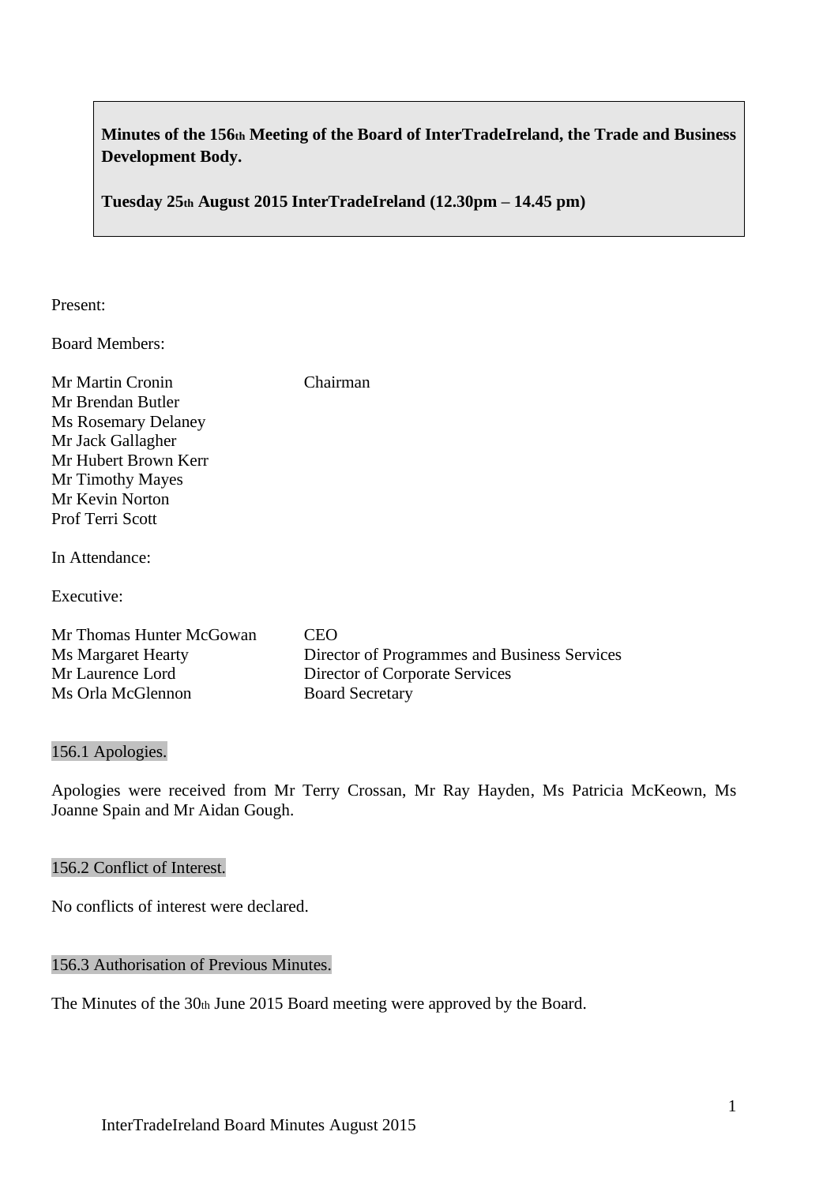**Minutes of the 156th Meeting of the Board of InterTradeIreland, the Trade and Business Development Body.**

**Tuesday 25th August 2015 InterTradeIreland (12.30pm – 14.45 pm)**

Present:

Board Members:

| | |
|---|---|
| Mr Martin Cronin | Chairman |
| Mr Brendan Butler | |
| Ms Rosemary Delaney | |
| Mr Jack Gallagher | |
| Mr Hubert Brown Kerr | |
| Mr Timothy Mayes | |
| Mr Kevin Norton | |
| Prof Terri Scott | |

In Attendance:

Executive:

| | |
|---|---|
| Mr Thomas Hunter McGowan | CEO |
| Ms Margaret Hearty | Director of Programmes and Business Services |
| Mr Laurence Lord | Director of Corporate Services |
| Ms Orla McGlennon | Board Secretary |

## 156.1 Apologies.

Apologies were received from Mr Terry Crossan, Mr Ray Hayden, Ms Patricia McKeown, Ms Joanne Spain and Mr Aidan Gough.

## 156.2 Conflict of Interest.

No conflicts of interest were declared.

## 156.3 Authorisation of Previous Minutes.

The Minutes of the 30th June 2015 Board meeting were approved by the Board.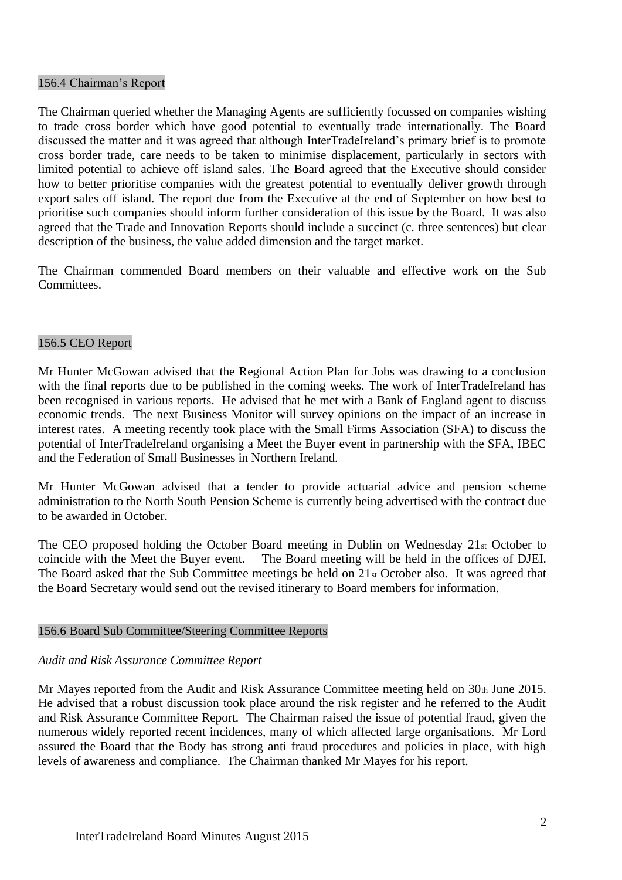## 156.4 Chairman's Report

The Chairman queried whether the Managing Agents are sufficiently focussed on companies wishing to trade cross border which have good potential to eventually trade internationally. The Board discussed the matter and it was agreed that although InterTradeIreland's primary brief is to promote cross border trade, care needs to be taken to minimise displacement, particularly in sectors with limited potential to achieve off island sales. The Board agreed that the Executive should consider how to better prioritise companies with the greatest potential to eventually deliver growth through export sales off island. The report due from the Executive at the end of September on how best to prioritise such companies should inform further consideration of this issue by the Board. It was also agreed that the Trade and Innovation Reports should include a succinct (c. three sentences) but clear description of the business, the value added dimension and the target market.

The Chairman commended Board members on their valuable and effective work on the Sub Committees.

## 156.5 CEO Report

Mr Hunter McGowan advised that the Regional Action Plan for Jobs was drawing to a conclusion with the final reports due to be published in the coming weeks. The work of InterTradeIreland has been recognised in various reports. He advised that he met with a Bank of England agent to discuss economic trends. The next Business Monitor will survey opinions on the impact of an increase in interest rates. A meeting recently took place with the Small Firms Association (SFA) to discuss the potential of InterTradeIreland organising a Meet the Buyer event in partnership with the SFA, IBEC and the Federation of Small Businesses in Northern Ireland.

Mr Hunter McGowan advised that a tender to provide actuarial advice and pension scheme administration to the North South Pension Scheme is currently being advertised with the contract due to be awarded in October.

The CEO proposed holding the October Board meeting in Dublin on Wednesday 21st October to coincide with the Meet the Buyer event. The Board meeting will be held in the offices of DJEI. The Board asked that the Sub Committee meetings be held on 21st October also. It was agreed that the Board Secretary would send out the revised itinerary to Board members for information.

## 156.6 Board Sub Committee/Steering Committee Reports

*Audit and Risk Assurance Committee Report*

Mr Mayes reported from the Audit and Risk Assurance Committee meeting held on 30th June 2015. He advised that a robust discussion took place around the risk register and he referred to the Audit and Risk Assurance Committee Report. The Chairman raised the issue of potential fraud, given the numerous widely reported recent incidences, many of which affected large organisations. Mr Lord assured the Board that the Body has strong anti fraud procedures and policies in place, with high levels of awareness and compliance. The Chairman thanked Mr Mayes for his report.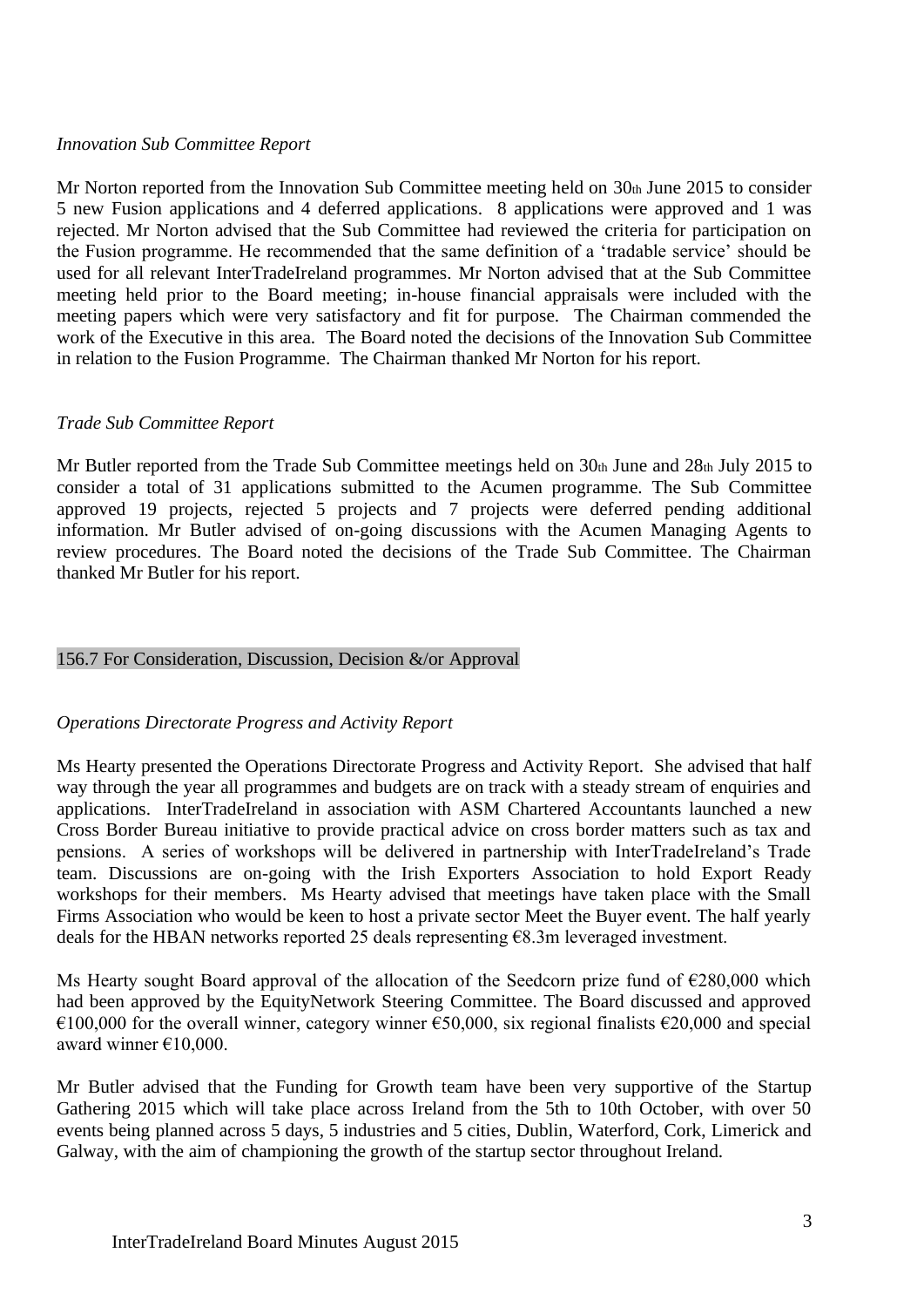*Innovation Sub Committee Report*

Mr Norton reported from the Innovation Sub Committee meeting held on 30th June 2015 to consider 5 new Fusion applications and 4 deferred applications. 8 applications were approved and 1 was rejected. Mr Norton advised that the Sub Committee had reviewed the criteria for participation on the Fusion programme. He recommended that the same definition of a 'tradable service' should be used for all relevant InterTradeIreland programmes. Mr Norton advised that at the Sub Committee meeting held prior to the Board meeting; in-house financial appraisals were included with the meeting papers which were very satisfactory and fit for purpose. The Chairman commended the work of the Executive in this area. The Board noted the decisions of the Innovation Sub Committee in relation to the Fusion Programme. The Chairman thanked Mr Norton for his report.

*Trade Sub Committee Report*

Mr Butler reported from the Trade Sub Committee meetings held on 30th June and 28th July 2015 to consider a total of 31 applications submitted to the Acumen programme. The Sub Committee approved 19 projects, rejected 5 projects and 7 projects were deferred pending additional information. Mr Butler advised of on-going discussions with the Acumen Managing Agents to review procedures. The Board noted the decisions of the Trade Sub Committee. The Chairman thanked Mr Butler for his report.

## 156.7 For Consideration, Discussion, Decision &/or Approval

*Operations Directorate Progress and Activity Report*

Ms Hearty presented the Operations Directorate Progress and Activity Report. She advised that half way through the year all programmes and budgets are on track with a steady stream of enquiries and applications. InterTradeIreland in association with ASM Chartered Accountants launched a new Cross Border Bureau initiative to provide practical advice on cross border matters such as tax and pensions. A series of workshops will be delivered in partnership with InterTradeIreland's Trade team. Discussions are on-going with the Irish Exporters Association to hold Export Ready workshops for their members. Ms Hearty advised that meetings have taken place with the Small Firms Association who would be keen to host a private sector Meet the Buyer event. The half yearly deals for the HBAN networks reported 25 deals representing €8.3m leveraged investment.

Ms Hearty sought Board approval of the allocation of the Seedcorn prize fund of €280,000 which had been approved by the EquityNetwork Steering Committee. The Board discussed and approved €100,000 for the overall winner, category winner €50,000, six regional finalists €20,000 and special award winner €10,000.

Mr Butler advised that the Funding for Growth team have been very supportive of the Startup Gathering 2015 which will take place across Ireland from the 5th to 10th October, with over 50 events being planned across 5 days, 5 industries and 5 cities, Dublin, Waterford, Cork, Limerick and Galway, with the aim of championing the growth of the startup sector throughout Ireland.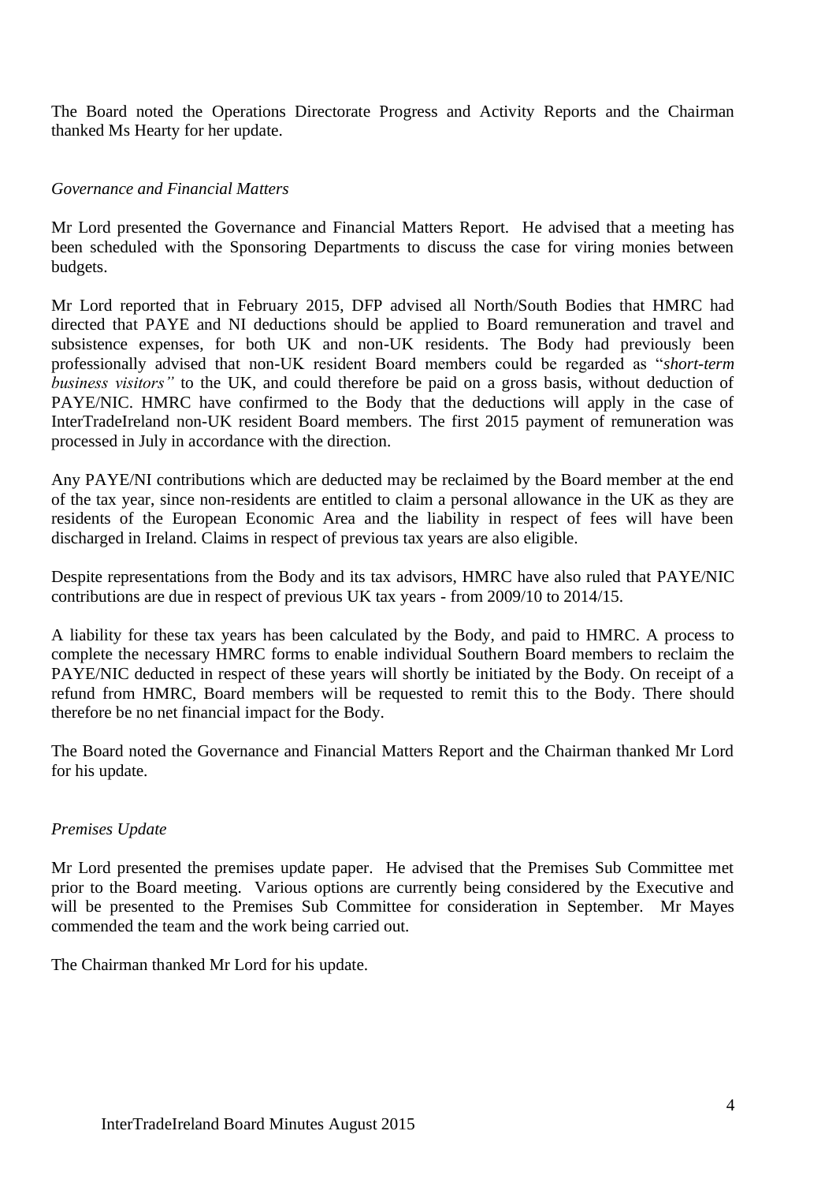The Board noted the Operations Directorate Progress and Activity Reports and the Chairman thanked Ms Hearty for her update.

*Governance and Financial Matters*

Mr Lord presented the Governance and Financial Matters Report. He advised that a meeting has been scheduled with the Sponsoring Departments to discuss the case for viring monies between budgets.

Mr Lord reported that in February 2015, DFP advised all North/South Bodies that HMRC had directed that PAYE and NI deductions should be applied to Board remuneration and travel and subsistence expenses, for both UK and non-UK residents. The Body had previously been professionally advised that non-UK resident Board members could be regarded as "*short-term business visitors"* to the UK, and could therefore be paid on a gross basis, without deduction of PAYE/NIC. HMRC have confirmed to the Body that the deductions will apply in the case of InterTradeIreland non-UK resident Board members. The first 2015 payment of remuneration was processed in July in accordance with the direction.

Any PAYE/NI contributions which are deducted may be reclaimed by the Board member at the end of the tax year, since non-residents are entitled to claim a personal allowance in the UK as they are residents of the European Economic Area and the liability in respect of fees will have been discharged in Ireland. Claims in respect of previous tax years are also eligible.

Despite representations from the Body and its tax advisors, HMRC have also ruled that PAYE/NIC contributions are due in respect of previous UK tax years - from 2009/10 to 2014/15.

A liability for these tax years has been calculated by the Body, and paid to HMRC. A process to complete the necessary HMRC forms to enable individual Southern Board members to reclaim the PAYE/NIC deducted in respect of these years will shortly be initiated by the Body. On receipt of a refund from HMRC, Board members will be requested to remit this to the Body. There should therefore be no net financial impact for the Body.

The Board noted the Governance and Financial Matters Report and the Chairman thanked Mr Lord for his update.

*Premises Update*

Mr Lord presented the premises update paper. He advised that the Premises Sub Committee met prior to the Board meeting. Various options are currently being considered by the Executive and will be presented to the Premises Sub Committee for consideration in September. Mr Mayes commended the team and the work being carried out.

The Chairman thanked Mr Lord for his update.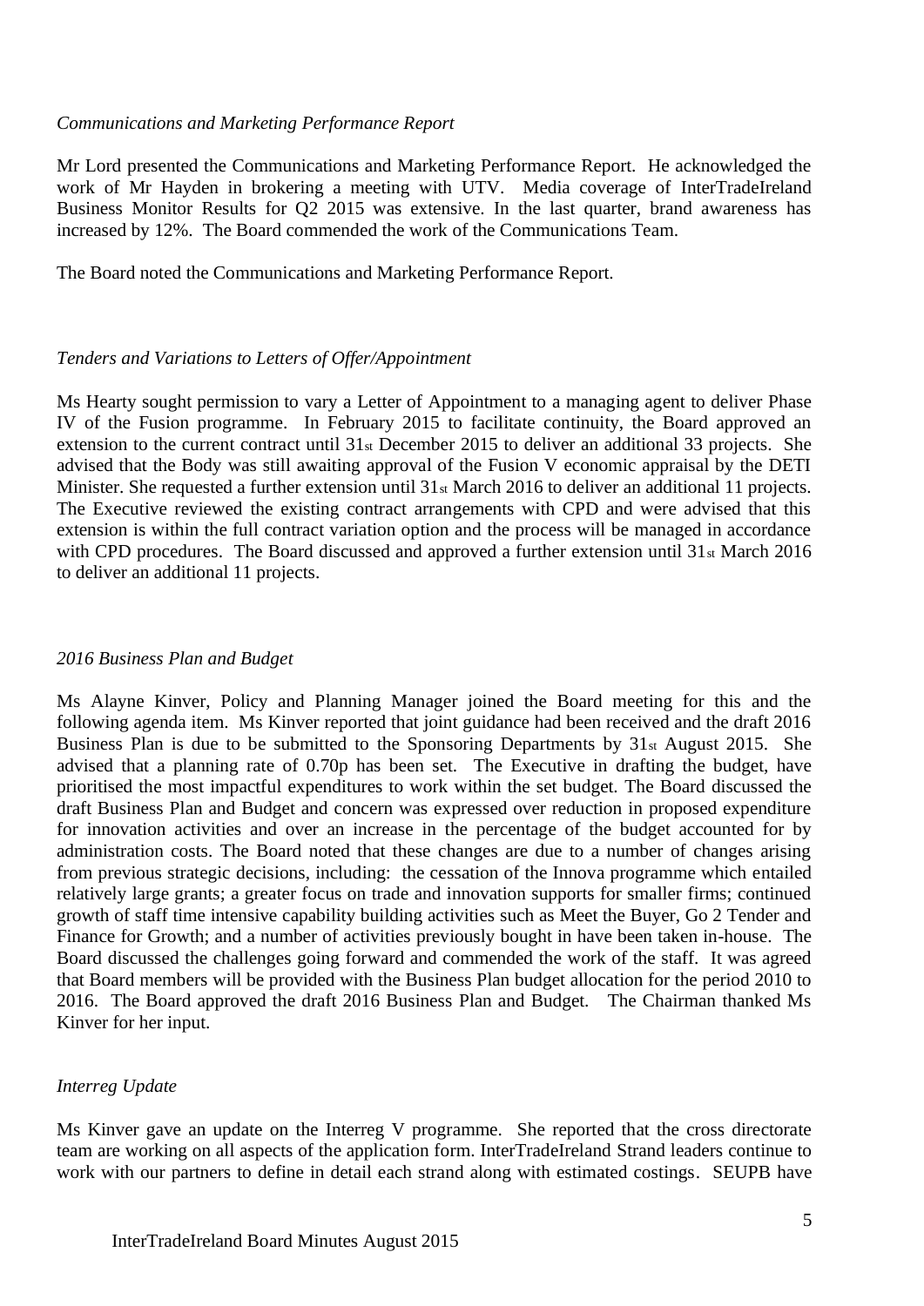*Communications and Marketing Performance Report*

Mr Lord presented the Communications and Marketing Performance Report. He acknowledged the work of Mr Hayden in brokering a meeting with UTV. Media coverage of InterTradeIreland Business Monitor Results for Q2 2015 was extensive. In the last quarter, brand awareness has increased by 12%. The Board commended the work of the Communications Team.

The Board noted the Communications and Marketing Performance Report.

*Tenders and Variations to Letters of Offer/Appointment*

Ms Hearty sought permission to vary a Letter of Appointment to a managing agent to deliver Phase IV of the Fusion programme. In February 2015 to facilitate continuity, the Board approved an extension to the current contract until 31st December 2015 to deliver an additional 33 projects. She advised that the Body was still awaiting approval of the Fusion V economic appraisal by the DETI Minister. She requested a further extension until 31st March 2016 to deliver an additional 11 projects. The Executive reviewed the existing contract arrangements with CPD and were advised that this extension is within the full contract variation option and the process will be managed in accordance with CPD procedures. The Board discussed and approved a further extension until 31st March 2016 to deliver an additional 11 projects.

*2016 Business Plan and Budget*

Ms Alayne Kinver, Policy and Planning Manager joined the Board meeting for this and the following agenda item. Ms Kinver reported that joint guidance had been received and the draft 2016 Business Plan is due to be submitted to the Sponsoring Departments by 31st August 2015. She advised that a planning rate of 0.70p has been set. The Executive in drafting the budget, have prioritised the most impactful expenditures to work within the set budget. The Board discussed the draft Business Plan and Budget and concern was expressed over reduction in proposed expenditure for innovation activities and over an increase in the percentage of the budget accounted for by administration costs. The Board noted that these changes are due to a number of changes arising from previous strategic decisions, including: the cessation of the Innova programme which entailed relatively large grants; a greater focus on trade and innovation supports for smaller firms; continued growth of staff time intensive capability building activities such as Meet the Buyer, Go 2 Tender and Finance for Growth; and a number of activities previously bought in have been taken in-house. The Board discussed the challenges going forward and commended the work of the staff. It was agreed that Board members will be provided with the Business Plan budget allocation for the period 2010 to 2016. The Board approved the draft 2016 Business Plan and Budget. The Chairman thanked Ms Kinver for her input.

*Interreg Update*

Ms Kinver gave an update on the Interreg V programme. She reported that the cross directorate team are working on all aspects of the application form. InterTradeIreland Strand leaders continue to work with our partners to define in detail each strand along with estimated costings. SEUPB have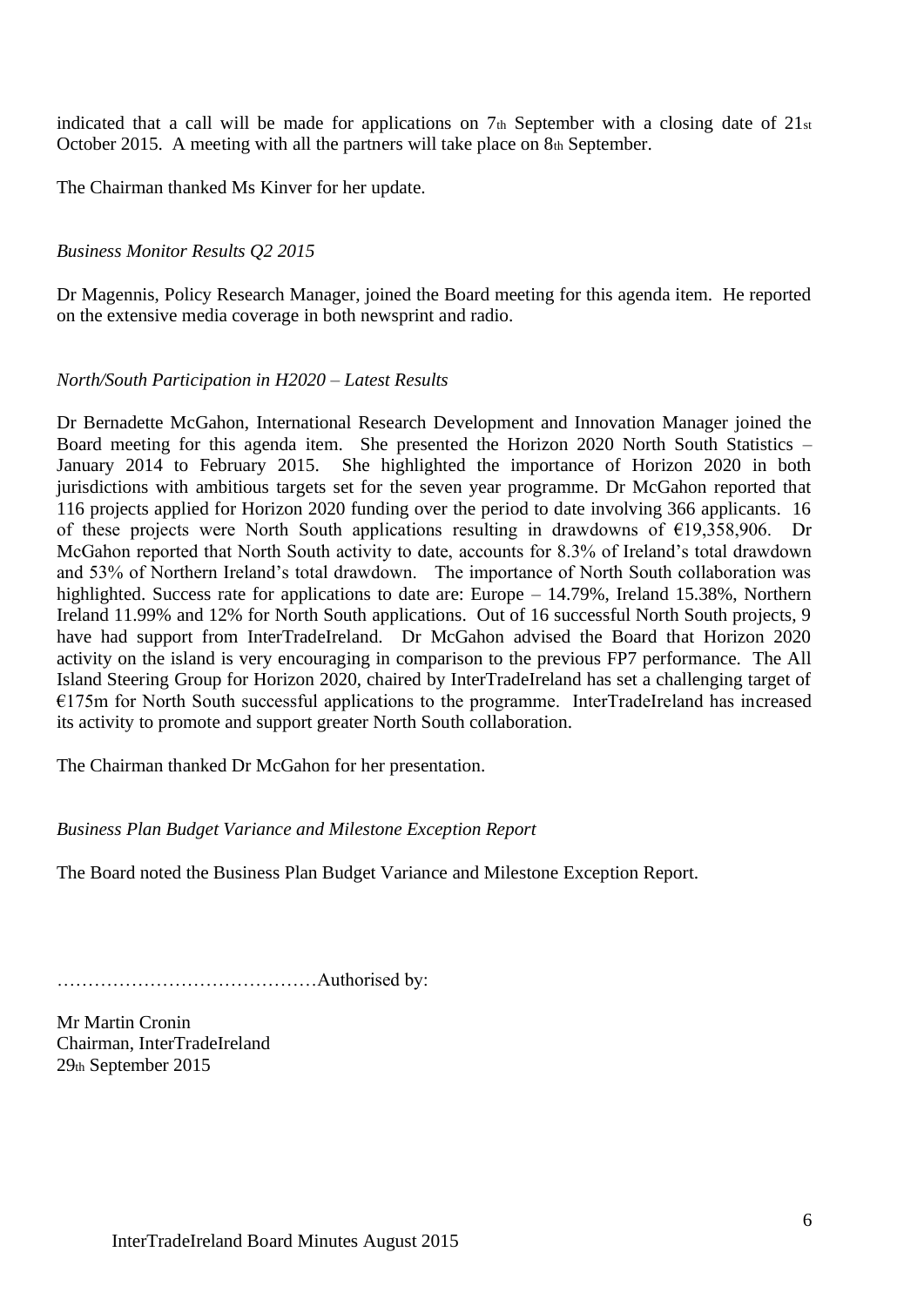indicated that a call will be made for applications on 7th September with a closing date of 21st October 2015. A meeting with all the partners will take place on 8th September.

The Chairman thanked Ms Kinver for her update.

*Business Monitor Results Q2 2015*

Dr Magennis, Policy Research Manager, joined the Board meeting for this agenda item. He reported on the extensive media coverage in both newsprint and radio.

*North/South Participation in H2020 – Latest Results*

Dr Bernadette McGahon, International Research Development and Innovation Manager joined the Board meeting for this agenda item. She presented the Horizon 2020 North South Statistics – January 2014 to February 2015. She highlighted the importance of Horizon 2020 in both jurisdictions with ambitious targets set for the seven year programme. Dr McGahon reported that 116 projects applied for Horizon 2020 funding over the period to date involving 366 applicants. 16 of these projects were North South applications resulting in drawdowns of €19,358,906. Dr McGahon reported that North South activity to date, accounts for 8.3% of Ireland's total drawdown and 53% of Northern Ireland's total drawdown. The importance of North South collaboration was highlighted. Success rate for applications to date are: Europe – 14.79%, Ireland 15.38%, Northern Ireland 11.99% and 12% for North South applications. Out of 16 successful North South projects, 9 have had support from InterTradeIreland. Dr McGahon advised the Board that Horizon 2020 activity on the island is very encouraging in comparison to the previous FP7 performance. The All Island Steering Group for Horizon 2020, chaired by InterTradeIreland has set a challenging target of €175m for North South successful applications to the programme. InterTradeIreland has increased its activity to promote and support greater North South collaboration.

The Chairman thanked Dr McGahon for her presentation.

*Business Plan Budget Variance and Milestone Exception Report*

The Board noted the Business Plan Budget Variance and Milestone Exception Report.

……………………………………Authorised by:

Mr Martin Cronin
Chairman, InterTradeIreland
29th September 2015